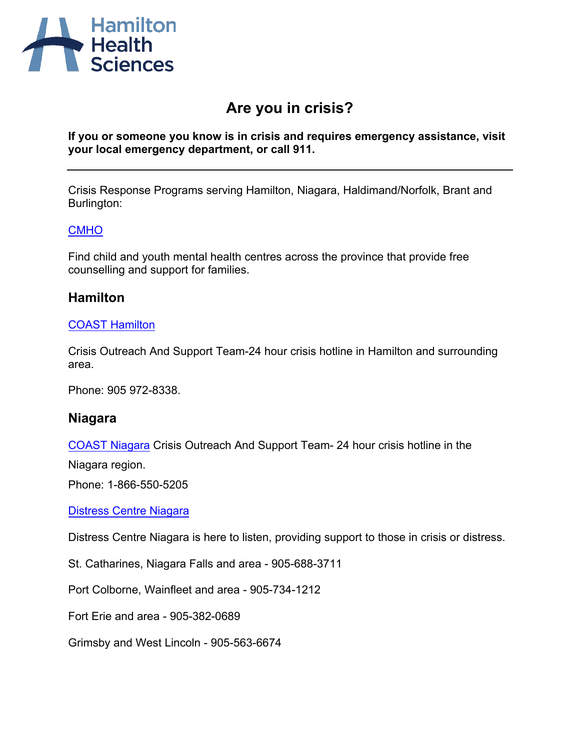# Are you in crisis?

**If you or someone you know is in crisis and requires emergency assistance, visit your local emergency department, or call 911.**

---

Crisis Response Programs serving Hamilton, Niagara, Haldimand/Norfolk, Brant and Burlington:

[CMHO](#)

Find child and youth mental health centres across the province that provide free counselling and support for families.

## Hamilton

[COAST Hamilton](#)

Crisis Outreach And Support Team-24 hour crisis hotline in Hamilton and surrounding area.

Phone: 905 972-8338.

## Niagara

[COAST Niagara](#) Crisis Outreach And Support Team- 24 hour crisis hotline in the Niagara region.

Phone: 1-866-550-5205

[Distress Centre Niagara](#)

Distress Centre Niagara is here to listen, providing support to those in crisis or distress.

St. Catharines, Niagara Falls and area - 905-688-3711

Port Colborne, Wainfleet and area - 905-734-1212

Fort Erie and area - 905-382-0689

Grimsby and West Lincoln - 905-563-6674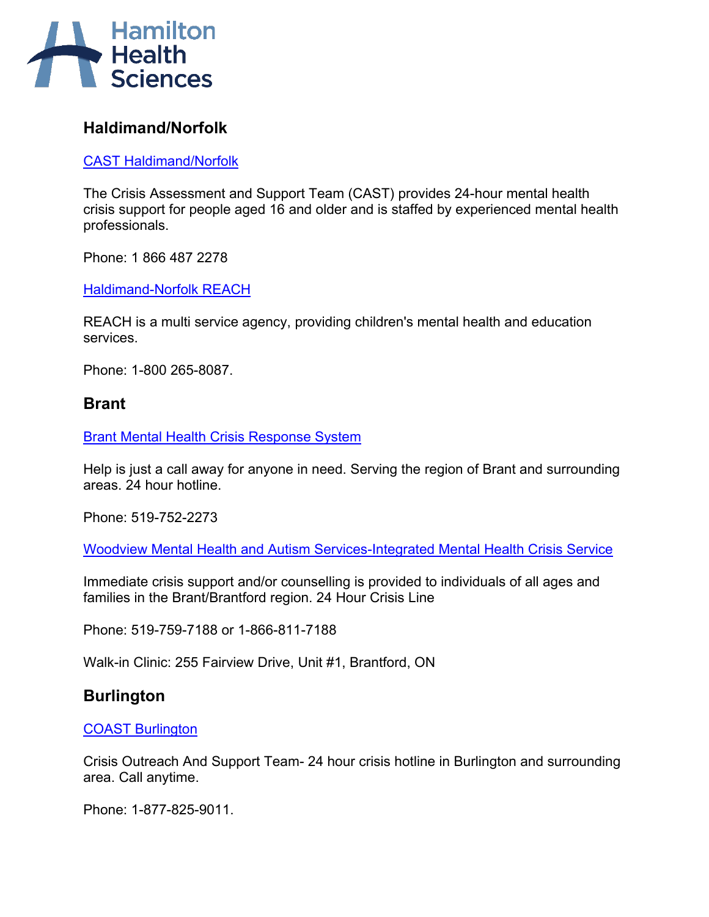## Haldimand/Norfolk

[CAST Haldimand/Norfolk]

The Crisis Assessment and Support Team (CAST) provides 24-hour mental health crisis support for people aged 16 and older and is staffed by experienced mental health professionals.

Phone: 1 866 487 2278

[Haldimand-Norfolk REACH]

REACH is a multi service agency, providing children's mental health and education services.

Phone: 1-800 265-8087.

## Brant

[Brant Mental Health Crisis Response System]

Help is just a call away for anyone in need. Serving the region of Brant and surrounding areas. 24 hour hotline.

Phone: 519-752-2273

[Woodview Mental Health and Autism Services-Integrated Mental Health Crisis Service]

Immediate crisis support and/or counselling is provided to individuals of all ages and families in the Brant/Brantford region. 24 Hour Crisis Line

Phone: 519-759-7188 or 1-866-811-7188

Walk-in Clinic: 255 Fairview Drive, Unit #1, Brantford, ON

## Burlington

[COAST Burlington]

Crisis Outreach And Support Team- 24 hour crisis hotline in Burlington and surrounding area. Call anytime.

Phone: 1-877-825-9011.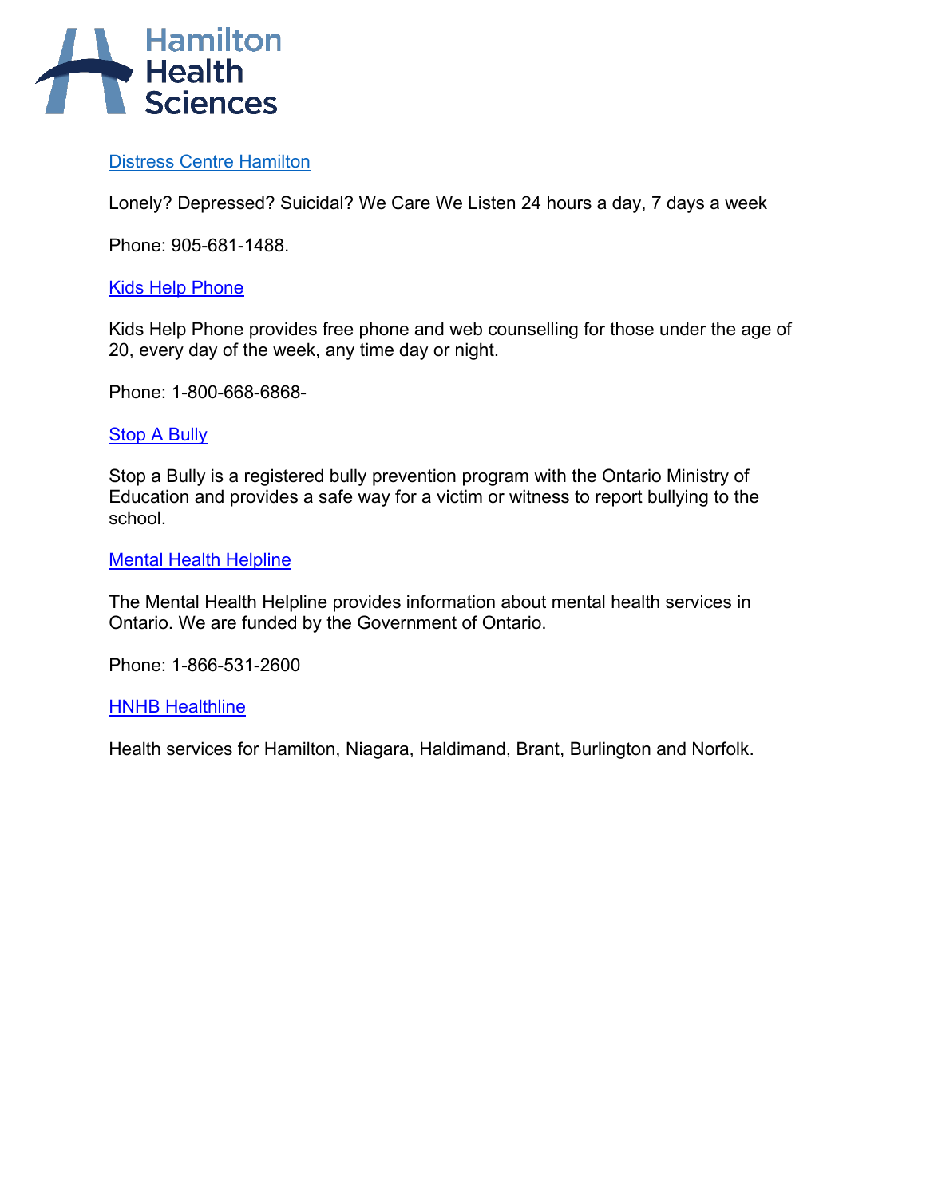Distress Centre Hamilton

Lonely? Depressed? Suicidal? We Care We Listen 24 hours a day, 7 days a week

Phone: 905-681-1488.

Kids Help Phone

Kids Help Phone provides free phone and web counselling for those under the age of 20, every day of the week, any time day or night.

Phone: 1-800-668-6868-

Stop A Bully

Stop a Bully is a registered bully prevention program with the Ontario Ministry of Education and provides a safe way for a victim or witness to report bullying to the school.

Mental Health Helpline

The Mental Health Helpline provides information about mental health services in Ontario. We are funded by the Government of Ontario.

Phone: 1-866-531-2600

HNHB Healthline

Health services for Hamilton, Niagara, Haldimand, Brant, Burlington and Norfolk.